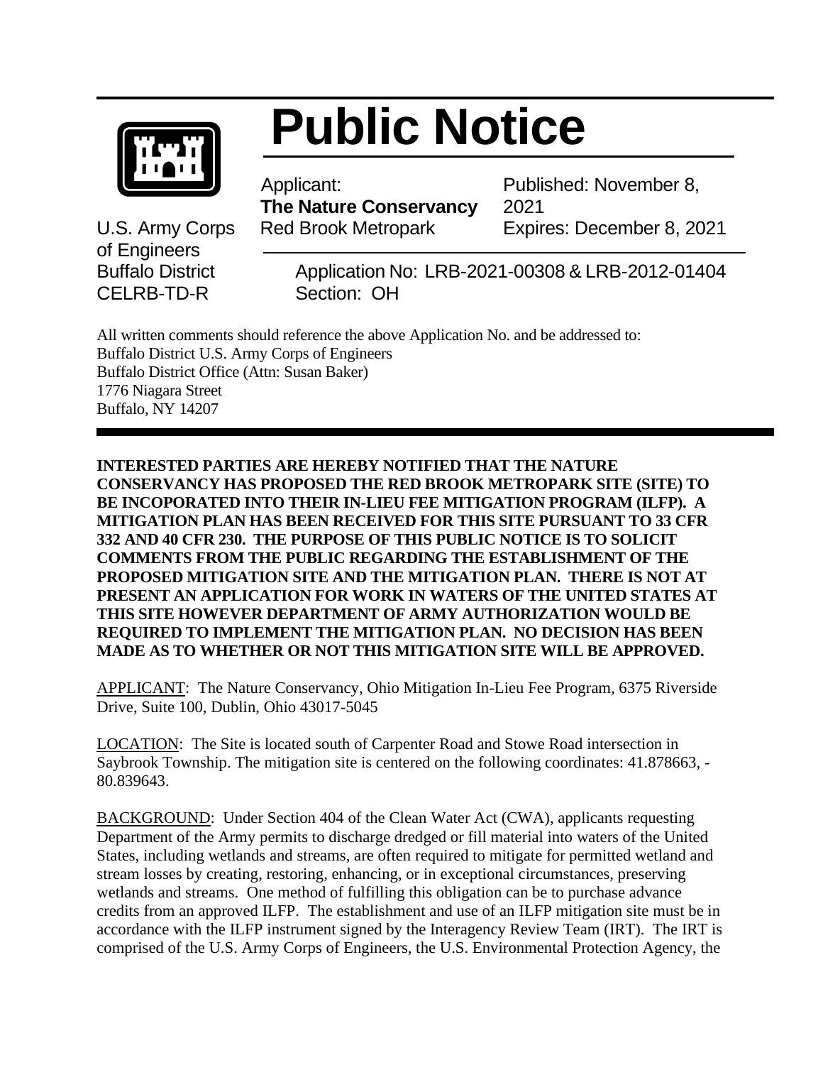# Public Notice

U.S. Army Corps of Engineers
Buffalo District
CELRB-TD-R

Applicant:
**The Nature Conservancy**
Red Brook Metropark

Published: November 8, 2021
Expires: December 8, 2021

Application No: LRB-2021-00308 & LRB-2012-01404
Section: OH

All written comments should reference the above Application No. and be addressed to:
Buffalo District U.S. Army Corps of Engineers
Buffalo District Office (Attn: Susan Baker)
1776 Niagara Street
Buffalo, NY 14207

**INTERESTED PARTIES ARE HEREBY NOTIFIED THAT THE NATURE CONSERVANCY HAS PROPOSED THE RED BROOK METROPARK SITE (SITE) TO BE INCOPORATED INTO THEIR IN-LIEU FEE MITIGATION PROGRAM (ILFP). A MITIGATION PLAN HAS BEEN RECEIVED FOR THIS SITE PURSUANT TO 33 CFR 332 AND 40 CFR 230. THE PURPOSE OF THIS PUBLIC NOTICE IS TO SOLICIT COMMENTS FROM THE PUBLIC REGARDING THE ESTABLISHMENT OF THE PROPOSED MITIGATION SITE AND THE MITIGATION PLAN. THERE IS NOT AT PRESENT AN APPLICATION FOR WORK IN WATERS OF THE UNITED STATES AT THIS SITE HOWEVER DEPARTMENT OF ARMY AUTHORIZATION WOULD BE REQUIRED TO IMPLEMENT THE MITIGATION PLAN. NO DECISION HAS BEEN MADE AS TO WHETHER OR NOT THIS MITIGATION SITE WILL BE APPROVED.**

APPLICANT: The Nature Conservancy, Ohio Mitigation In-Lieu Fee Program, 6375 Riverside Drive, Suite 100, Dublin, Ohio 43017-5045

LOCATION: The Site is located south of Carpenter Road and Stowe Road intersection in Saybrook Township. The mitigation site is centered on the following coordinates: 41.878663, -80.839643.

BACKGROUND: Under Section 404 of the Clean Water Act (CWA), applicants requesting Department of the Army permits to discharge dredged or fill material into waters of the United States, including wetlands and streams, are often required to mitigate for permitted wetland and stream losses by creating, restoring, enhancing, or in exceptional circumstances, preserving wetlands and streams. One method of fulfilling this obligation can be to purchase advance credits from an approved ILFP. The establishment and use of an ILFP mitigation site must be in accordance with the ILFP instrument signed by the Interagency Review Team (IRT). The IRT is comprised of the U.S. Army Corps of Engineers, the U.S. Environmental Protection Agency, the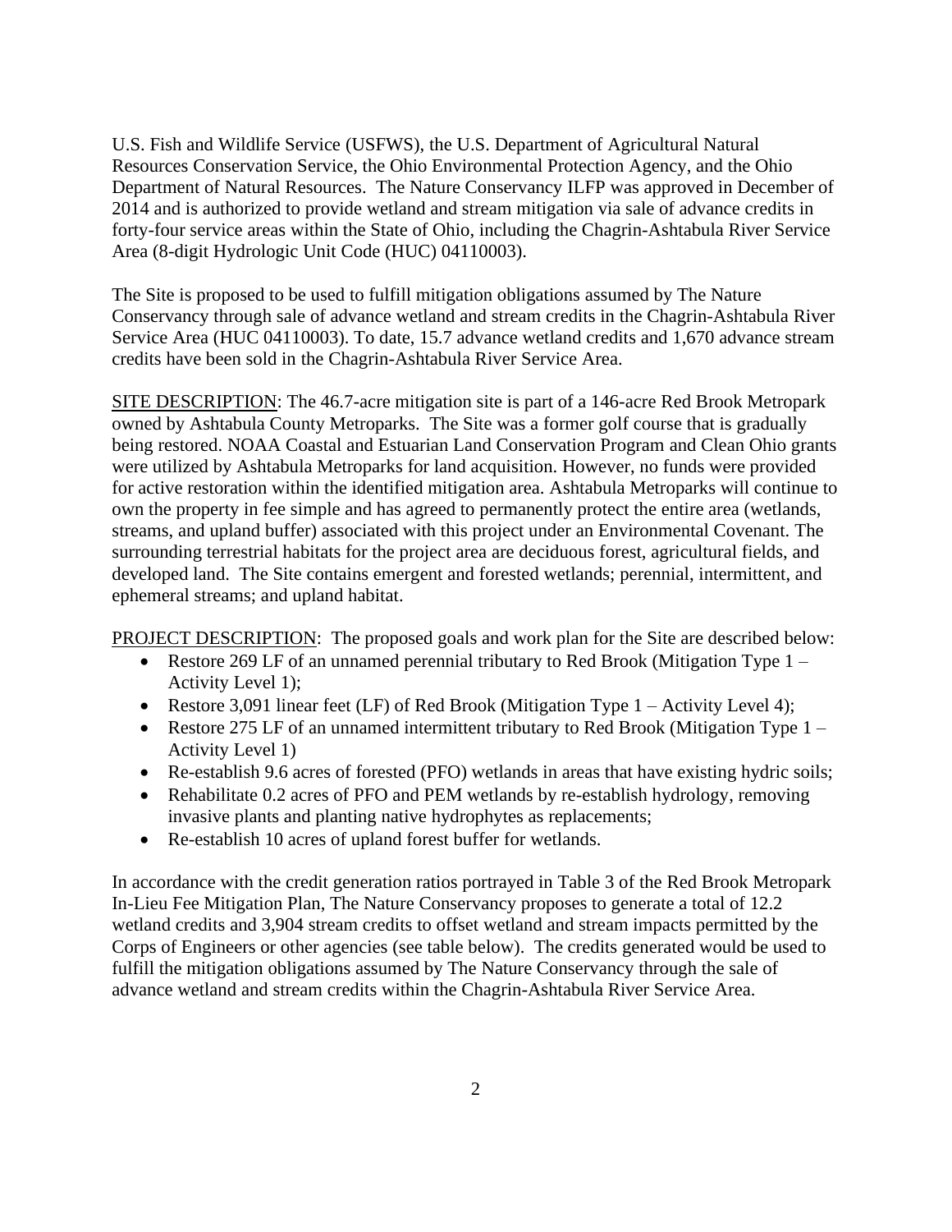U.S. Fish and Wildlife Service (USFWS), the U.S. Department of Agricultural Natural Resources Conservation Service, the Ohio Environmental Protection Agency, and the Ohio Department of Natural Resources. The Nature Conservancy ILFP was approved in December of 2014 and is authorized to provide wetland and stream mitigation via sale of advance credits in forty-four service areas within the State of Ohio, including the Chagrin-Ashtabula River Service Area (8-digit Hydrologic Unit Code (HUC) 04110003).

The Site is proposed to be used to fulfill mitigation obligations assumed by The Nature Conservancy through sale of advance wetland and stream credits in the Chagrin-Ashtabula River Service Area (HUC 04110003). To date, 15.7 advance wetland credits and 1,670 advance stream credits have been sold in the Chagrin-Ashtabula River Service Area.

<u>SITE DESCRIPTION</u>: The 46.7-acre mitigation site is part of a 146-acre Red Brook Metropark owned by Ashtabula County Metroparks. The Site was a former golf course that is gradually being restored. NOAA Coastal and Estuarian Land Conservation Program and Clean Ohio grants were utilized by Ashtabula Metroparks for land acquisition. However, no funds were provided for active restoration within the identified mitigation area. Ashtabula Metroparks will continue to own the property in fee simple and has agreed to permanently protect the entire area (wetlands, streams, and upland buffer) associated with this project under an Environmental Covenant. The surrounding terrestrial habitats for the project area are deciduous forest, agricultural fields, and developed land. The Site contains emergent and forested wetlands; perennial, intermittent, and ephemeral streams; and upland habitat.

<u>PROJECT DESCRIPTION</u>: The proposed goals and work plan for the Site are described below:

- Restore 269 LF of an unnamed perennial tributary to Red Brook (Mitigation Type 1 – Activity Level 1);
- Restore 3,091 linear feet (LF) of Red Brook (Mitigation Type 1 – Activity Level 4);
- Restore 275 LF of an unnamed intermittent tributary to Red Brook (Mitigation Type 1 – Activity Level 1)
- Re-establish 9.6 acres of forested (PFO) wetlands in areas that have existing hydric soils;
- Rehabilitate 0.2 acres of PFO and PEM wetlands by re-establish hydrology, removing invasive plants and planting native hydrophytes as replacements;
- Re-establish 10 acres of upland forest buffer for wetlands.

In accordance with the credit generation ratios portrayed in Table 3 of the Red Brook Metropark In-Lieu Fee Mitigation Plan, The Nature Conservancy proposes to generate a total of 12.2 wetland credits and 3,904 stream credits to offset wetland and stream impacts permitted by the Corps of Engineers or other agencies (see table below). The credits generated would be used to fulfill the mitigation obligations assumed by The Nature Conservancy through the sale of advance wetland and stream credits within the Chagrin-Ashtabula River Service Area.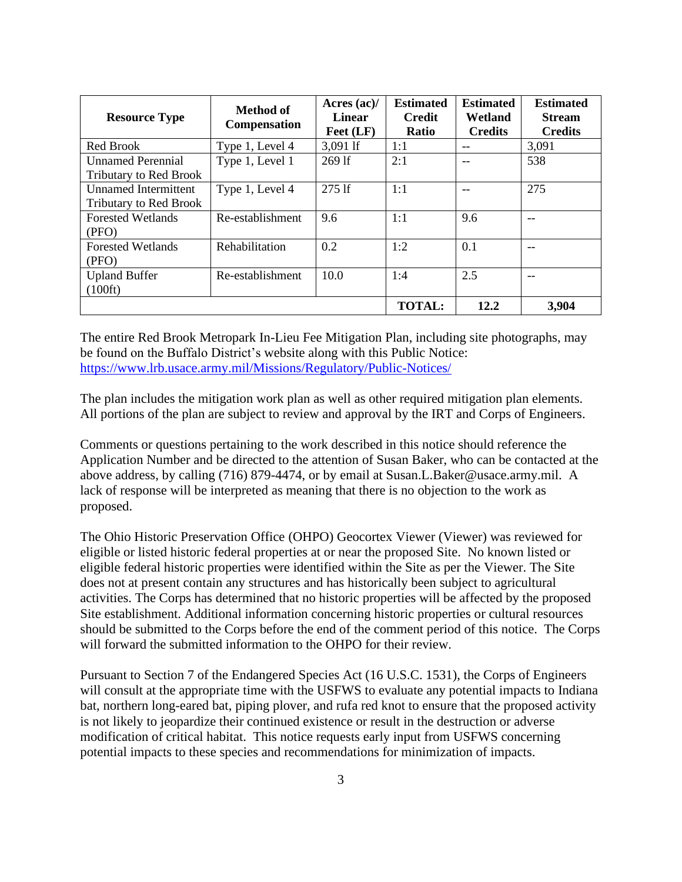| Resource Type | Method of Compensation | Acres (ac)/ Linear Feet (LF) | Estimated Credit Ratio | Estimated Wetland Credits | Estimated Stream Credits |
|---|---|---|---|---|---|
| Red Brook | Type 1, Level 4 | 3,091 lf | 1:1 | -- | 3,091 |
| Unnamed Perennial Tributary to Red Brook | Type 1, Level 1 | 269 lf | 2:1 | -- | 538 |
| Unnamed Intermittent Tributary to Red Brook | Type 1, Level 4 | 275 lf | 1:1 | -- | 275 |
| Forested Wetlands (PFO) | Re-establishment | 9.6 | 1:1 | 9.6 | -- |
| Forested Wetlands (PFO) | Rehabilitation | 0.2 | 1:2 | 0.1 | -- |
| Upland Buffer (100ft) | Re-establishment | 10.0 | 1:4 | 2.5 | -- |
| | | | **TOTAL:** | **12.2** | **3,904** |

The entire Red Brook Metropark In-Lieu Fee Mitigation Plan, including site photographs, may be found on the Buffalo District's website along with this Public Notice: https://www.lrb.usace.army.mil/Missions/Regulatory/Public-Notices/

The plan includes the mitigation work plan as well as other required mitigation plan elements. All portions of the plan are subject to review and approval by the IRT and Corps of Engineers.

Comments or questions pertaining to the work described in this notice should reference the Application Number and be directed to the attention of Susan Baker, who can be contacted at the above address, by calling (716) 879-4474, or by email at Susan.L.Baker@usace.army.mil. A lack of response will be interpreted as meaning that there is no objection to the work as proposed.

The Ohio Historic Preservation Office (OHPO) Geocortex Viewer (Viewer) was reviewed for eligible or listed historic federal properties at or near the proposed Site. No known listed or eligible federal historic properties were identified within the Site as per the Viewer. The Site does not at present contain any structures and has historically been subject to agricultural activities. The Corps has determined that no historic properties will be affected by the proposed Site establishment. Additional information concerning historic properties or cultural resources should be submitted to the Corps before the end of the comment period of this notice. The Corps will forward the submitted information to the OHPO for their review.

Pursuant to Section 7 of the Endangered Species Act (16 U.S.C. 1531), the Corps of Engineers will consult at the appropriate time with the USFWS to evaluate any potential impacts to Indiana bat, northern long-eared bat, piping plover, and rufa red knot to ensure that the proposed activity is not likely to jeopardize their continued existence or result in the destruction or adverse modification of critical habitat. This notice requests early input from USFWS concerning potential impacts to these species and recommendations for minimization of impacts.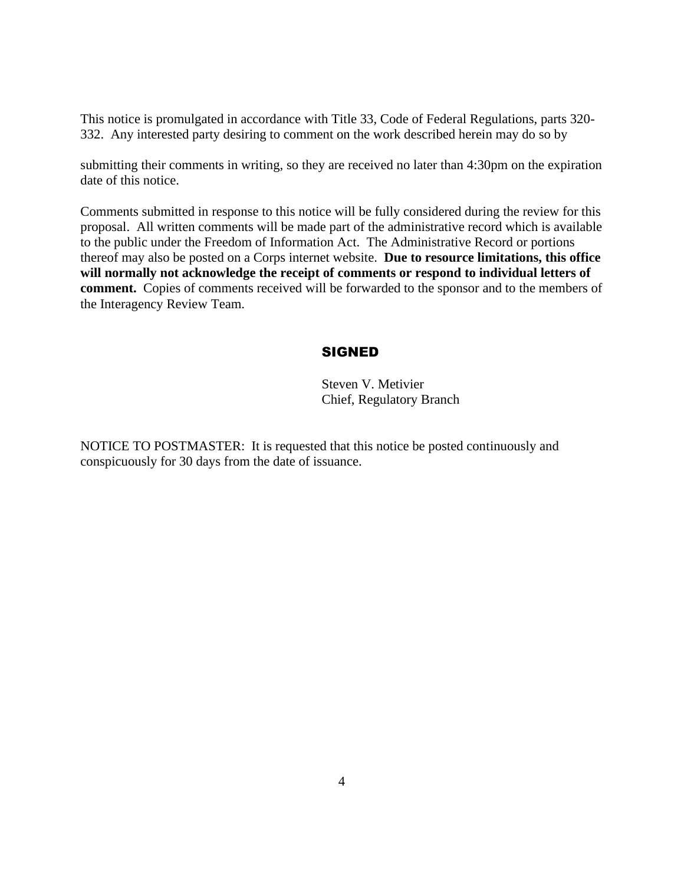This notice is promulgated in accordance with Title 33, Code of Federal Regulations, parts 320-332. Any interested party desiring to comment on the work described herein may do so by

submitting their comments in writing, so they are received no later than 4:30pm on the expiration date of this notice.

Comments submitted in response to this notice will be fully considered during the review for this proposal. All written comments will be made part of the administrative record which is available to the public under the Freedom of Information Act. The Administrative Record or portions thereof may also be posted on a Corps internet website. **Due to resource limitations, this office will normally not acknowledge the receipt of comments or respond to individual letters of comment.** Copies of comments received will be forwarded to the sponsor and to the members of the Interagency Review Team.

**SIGNED**

Steven V. Metivier
Chief, Regulatory Branch

NOTICE TO POSTMASTER: It is requested that this notice be posted continuously and conspicuously for 30 days from the date of issuance.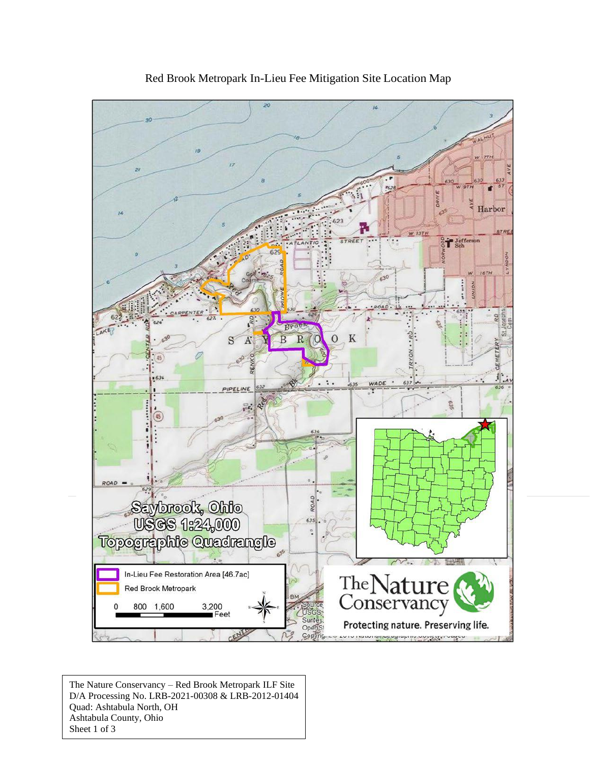Red Brook Metropark In-Lieu Fee Mitigation Site Location Map

Saybrook, Ohio
USGS 1:24,000
Topographic Quadrangle

In-Lieu Fee Restoration Area [46.7ac]

Red Brook Metropark

0 800 1,600 3,200 Feet

The Nature Conservancy
Protecting nature. Preserving life.

The Nature Conservancy – Red Brook Metropark ILF Site
D/A Processing No. LRB-2021-00308 & LRB-2012-01404
Quad: Ashtabula North, OH
Ashtabula County, Ohio
Sheet 1 of 3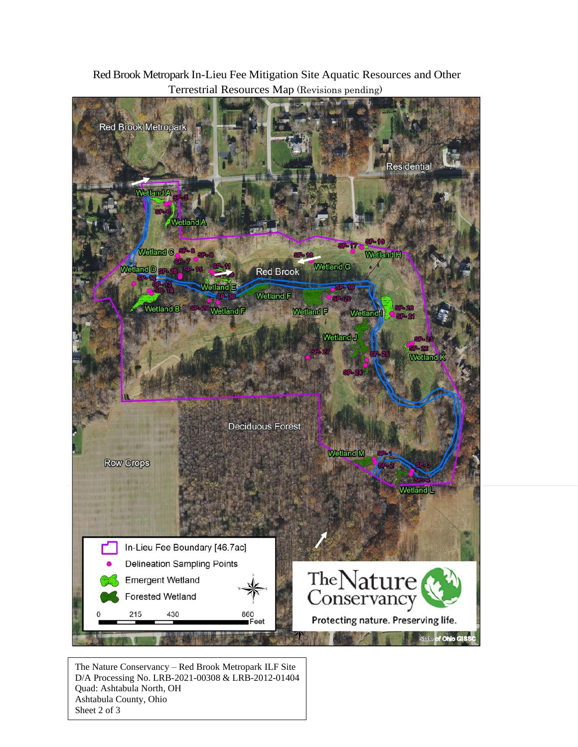Red Brook Metropark In-Lieu Fee Mitigation Site Aquatic Resources and Other Terrestrial Resources Map (Revisions pending)

Red Brook Metropark

Residential

Wetland A

SP-5

SP-6

Wetland A

Wetland C

SP-8

SP-9

SP-7

SP-17

SP-16

Wetland H

SP-18

Wetland G

Red Brook

Wetland D

SP-28

SP-15

SP-11

SP-12

SP-13

SP-14

Wetland E

SP-30

Wetland F

SP-19

SP-20

Wetland B

SP-29

Wetland F

Wetland F

Wetland I

SP-26

SP-21

Wetland J

SP-23

SP-22

SP-27

SP-25

Wetland K

SP-24

Deciduous Forest

Row Crops

Wetland M

SP-1

SP-2

SP-3

SP-4

Wetland L

In-Lieu Fee Boundary [46.7ac]

Delineation Sampling Points

Emergent Wetland

Forested Wetland

0 215 430 860 Feet

The Nature Conservancy

Protecting nature. Preserving life.

State of Ohio GISSC

The Nature Conservancy – Red Brook Metropark ILF Site
D/A Processing No. LRB-2021-00308 & LRB-2012-01404
Quad: Ashtabula North, OH
Ashtabula County, Ohio
Sheet 2 of 3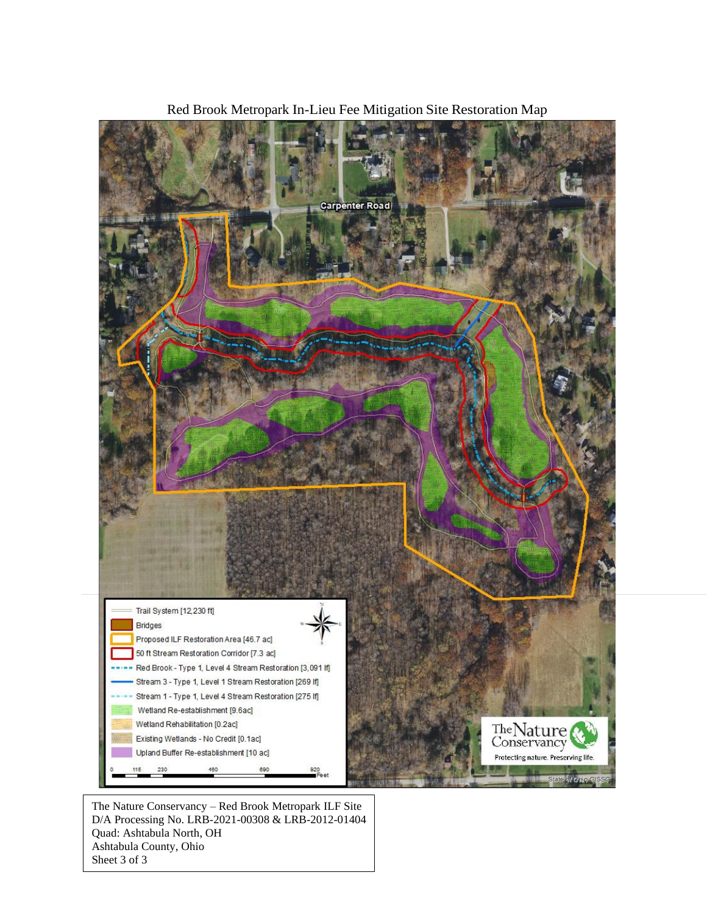Red Brook Metropark In-Lieu Fee Mitigation Site Restoration Map

Carpenter Road

Trail System [12,230 ft]

Bridges

Proposed ILF Restoration Area [46.7 ac]

50 ft Stream Restoration Corridor [7.3 ac]

Red Brook - Type 1, Level 4 Stream Restoration [3,091 lf]

Stream 3 - Type 1, Level 1 Stream Restoration [269 lf]

Stream 1 - Type 1, Level 4 Stream Restoration [275 lf]

Wetland Re-establishment [9.6ac]

Wetland Rehabilitation [0.2ac]

Existing Wetlands - No Credit [0.1ac]

Upland Buffer Re-establishment [10 ac]

0 115 230 460 690 920 Feet

The Nature Conservancy
Protecting nature. Preserving life.

State of Ohio GISSC

The Nature Conservancy – Red Brook Metropark ILF Site
D/A Processing No. LRB-2021-00308 & LRB-2012-01404
Quad: Ashtabula North, OH
Ashtabula County, Ohio
Sheet 3 of 3